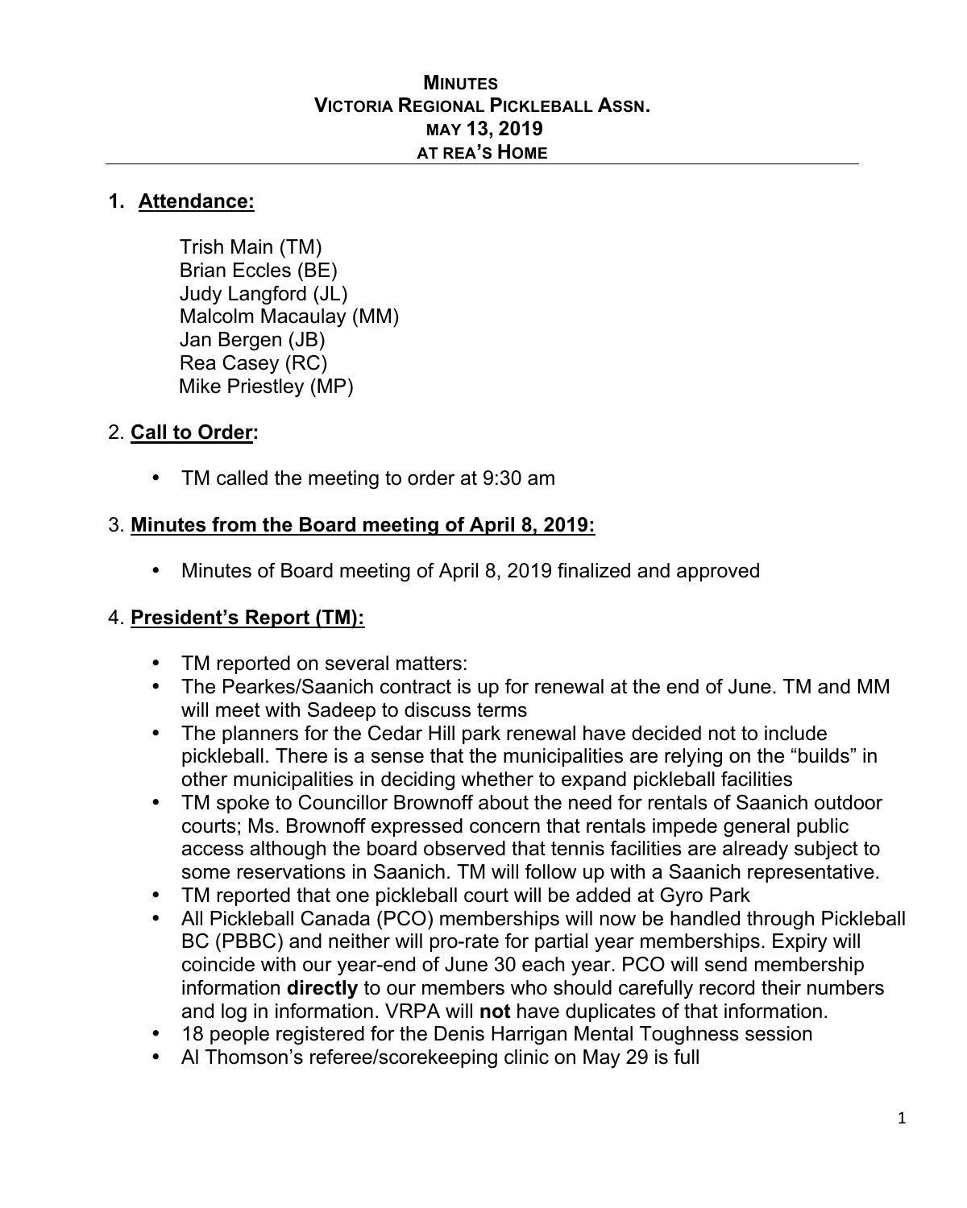# Minutes
## Victoria Regional Pickleball Assn.
## May 13, 2019
## at Rea's Home

## 1. Attendance:

Trish Main (TM)
Brian Eccles (BE)
Judy Langford (JL)
Malcolm Macaulay (MM)
Jan Bergen (JB)
Rea Casey (RC)
Mike Priestley (MP)

## 2. Call to Order:

- TM called the meeting to order at 9:30 am

## 3. Minutes from the Board meeting of April 8, 2019:

- Minutes of Board meeting of April 8, 2019 finalized and approved

## 4. President's Report (TM):

- TM reported on several matters:
- The Pearkes/Saanich contract is up for renewal at the end of June. TM and MM will meet with Sadeep to discuss terms
- The planners for the Cedar Hill park renewal have decided not to include pickleball. There is a sense that the municipalities are relying on the "builds" in other municipalities in deciding whether to expand pickleball facilities
- TM spoke to Councillor Brownoff about the need for rentals of Saanich outdoor courts; Ms. Brownoff expressed concern that rentals impede general public access although the board observed that tennis facilities are already subject to some reservations in Saanich. TM will follow up with a Saanich representative.
- TM reported that one pickleball court will be added at Gyro Park
- All Pickleball Canada (PCO) memberships will now be handled through Pickleball BC (PBBC) and neither will pro-rate for partial year memberships. Expiry will coincide with our year-end of June 30 each year. PCO will send membership information **directly** to our members who should carefully record their numbers and log in information. VRPA will **not** have duplicates of that information.
- 18 people registered for the Denis Harrigan Mental Toughness session
- Al Thomson's referee/scorekeeping clinic on May 29 is full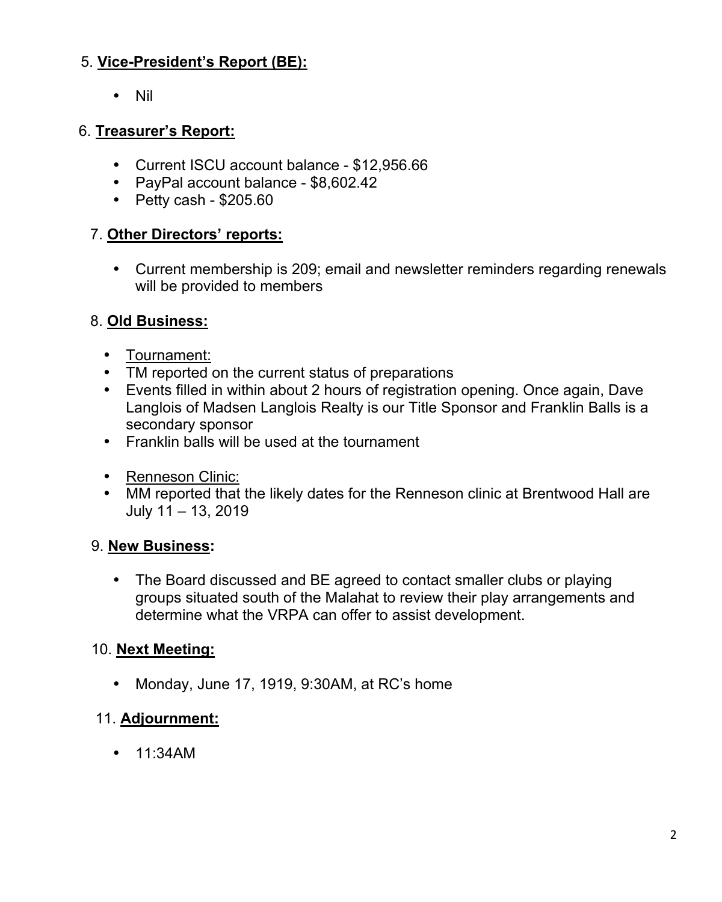5. **Vice-President's Report (BE):**

- Nil

6. **Treasurer's Report:**

- Current ISCU account balance - $12,956.66
- PayPal account balance - $8,602.42
- Petty cash - $205.60

7. **Other Directors' reports:**

- Current membership is 209; email and newsletter reminders regarding renewals will be provided to members

8. **Old Business:**

- Tournament:
- TM reported on the current status of preparations
- Events filled in within about 2 hours of registration opening. Once again, Dave Langlois of Madsen Langlois Realty is our Title Sponsor and Franklin Balls is a secondary sponsor
- Franklin balls will be used at the tournament

- Renneson Clinic:
- MM reported that the likely dates for the Renneson clinic at Brentwood Hall are July 11 – 13, 2019

9. **New Business:**

- The Board discussed and BE agreed to contact smaller clubs or playing groups situated south of the Malahat to review their play arrangements and determine what the VRPA can offer to assist development.

10. **Next Meeting:**

- Monday, June 17, 1919, 9:30AM, at RC's home

11. **Adjournment:**

- 11:34AM